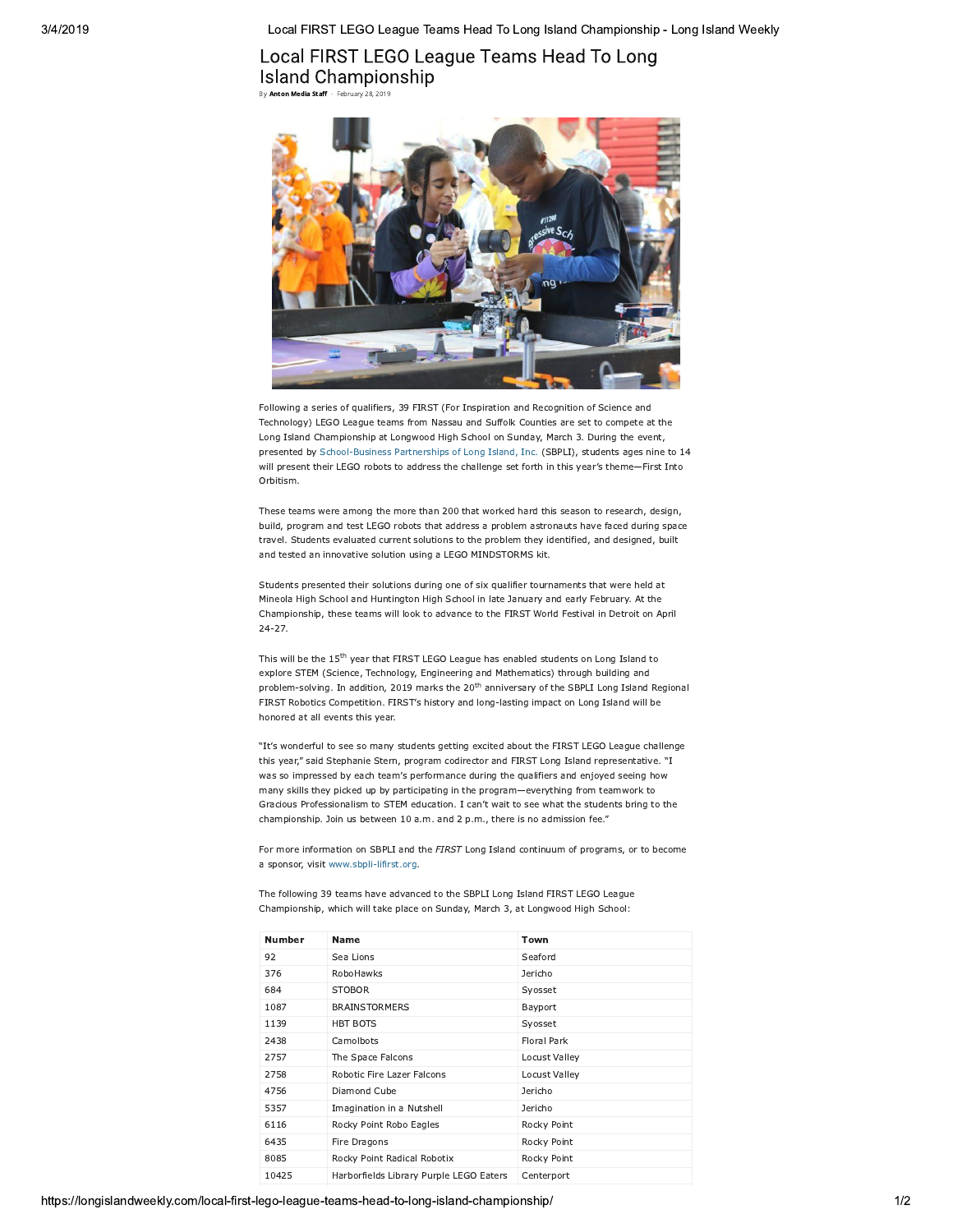# Local FIRST LEGO League Teams Head To Long Island Championship

By **Anton Media Staff** - February 28, 2019

Following a series of qualifiers, 39 FIRST (For Inspiration and Recognition of Science and Technology) LEGO League teams from Nassau and Suffolk Counties are set to compete at the Long Island Championship at Longwood High School on Sunday, March 3. During the event, presented by School-Business Partnerships of Long Island, Inc. (SBPLI), students ages nine to 14 will present their LEGO robots to address the challenge set forth in this year's theme—First Into Orbitism.

These teams were among the more than 200 that worked hard this season to research, design, build, program and test LEGO robots that address a problem astronauts have faced during space travel. Students evaluated current solutions to the problem they identified, and designed, built and tested an innovative solution using a LEGO MINDSTORMS kit.

Students presented their solutions during one of six qualifier tournaments that were held at Mineola High School and Huntington High School in late January and early February. At the Championship, these teams will look to advance to the FIRST World Festival in Detroit on April 24-27.

This will be the 15th year that FIRST LEGO League has enabled students on Long Island to explore STEM (Science, Technology, Engineering and Mathematics) through building and problem-solving. In addition, 2019 marks the 20th anniversary of the SBPLI Long Island Regional FIRST Robotics Competition. FIRST's history and long-lasting impact on Long Island will be honored at all events this year.

"It's wonderful to see so many students getting excited about the FIRST LEGO League challenge this year," said Stephanie Stern, program codirector and FIRST Long Island representative. "I was so impressed by each team's performance during the qualifiers and enjoyed seeing how many skills they picked up by participating in the program—everything from teamwork to Gracious Professionalism to STEM education. I can't wait to see what the students bring to the championship. Join us between 10 a.m. and 2 p.m., there is no admission fee."

For more information on SBPLI and the *FIRST* Long Island continuum of programs, or to become a sponsor, visit www.sbpli-lifirst.org.

The following 39 teams have advanced to the SBPLI Long Island FIRST LEGO League Championship, which will take place on Sunday, March 3, at Longwood High School:

| Number | Name | Town |
|---|---|---|
| 92 | Sea Lions | Seaford |
| 376 | RoboHawks | Jericho |
| 684 | STOBOR | Syosset |
| 1087 | BRAINSTORMERS | Bayport |
| 1139 | HBT BOTS | Syosset |
| 2438 | Camolbots | Floral Park |
| 2757 | The Space Falcons | Locust Valley |
| 2758 | Robotic Fire Lazer Falcons | Locust Valley |
| 4756 | Diamond Cube | Jericho |
| 5357 | Imagination in a Nutshell | Jericho |
| 6116 | Rocky Point Robo Eagles | Rocky Point |
| 6435 | Fire Dragons | Rocky Point |
| 8085 | Rocky Point Radical Robotix | Rocky Point |
| 10425 | Harborfields Library Purple LEGO Eaters | Centerport |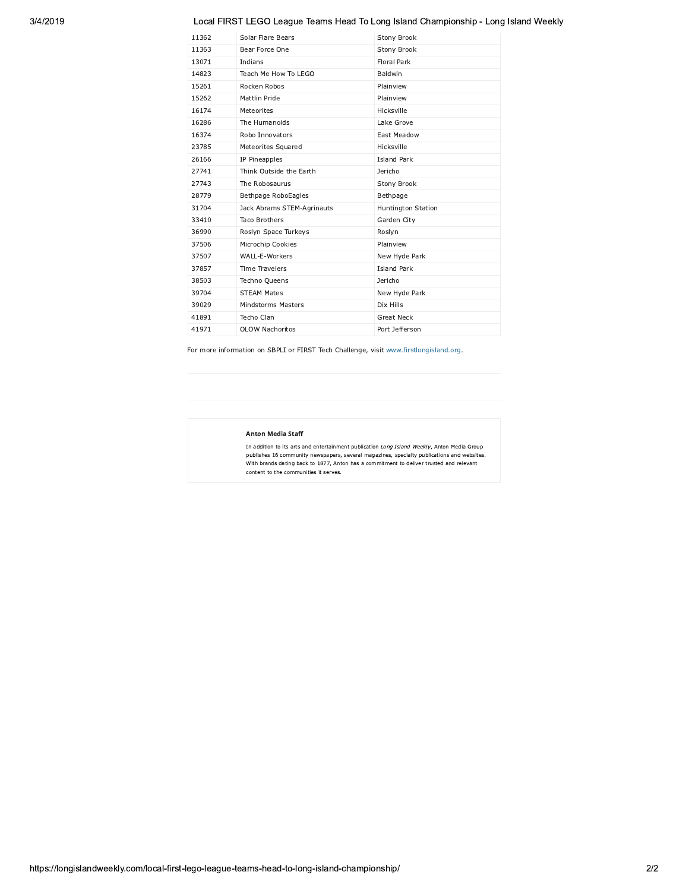| | | |
|---|---|---|
| 11362 | Solar Flare Bears | Stony Brook |
| 11363 | Bear Force One | Stony Brook |
| 13071 | Indians | Floral Park |
| 14823 | Teach Me How To LEGO | Baldwin |
| 15261 | Rocken Robos | Plainview |
| 15262 | Mattlin Pride | Plainview |
| 16174 | Meteorites | Hicksville |
| 16286 | The Humanoids | Lake Grove |
| 16374 | Robo Innovators | East Meadow |
| 23785 | Meteorites Squared | Hicksville |
| 26166 | IP Pineapples | Island Park |
| 27741 | Think Outside the Earth | Jericho |
| 27743 | The Robosaurus | Stony Brook |
| 28779 | Bethpage RoboEagles | Bethpage |
| 31704 | Jack Abrams STEM-Agrinauts | Huntington Station |
| 33410 | Taco Brothers | Garden City |
| 36990 | Roslyn Space Turkeys | Roslyn |
| 37506 | Microchip Cookies | Plainview |
| 37507 | WALL-E-Workers | New Hyde Park |
| 37857 | Time Travelers | Island Park |
| 38503 | Techno Queens | Jericho |
| 39704 | STEAM Mates | New Hyde Park |
| 39029 | Mindstorms Masters | Dix Hills |
| 41891 | Techo Clan | Great Neck |
| 41971 | OLOW Nachoritos | Port Jefferson |

For more information on SBPLI or FIRST Tech Challenge, visit www.firstlongisland.org.

**Anton Media Staff**

In addition to its arts and entertainment publication *Long Island Weekly*, Anton Media Group publishes 16 community newspapers, several magazines, specialty publications and websites. With brands dating back to 1877, Anton has a commitment to deliver trusted and relevant content to the communities it serves.